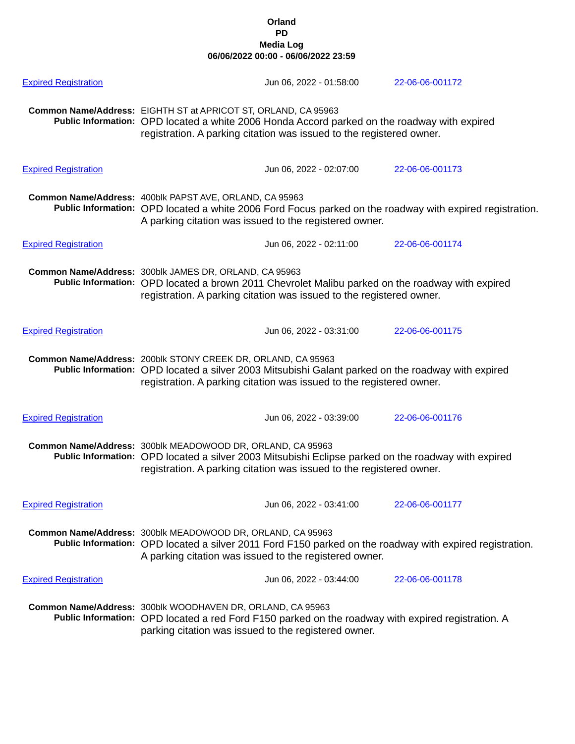**Orland**
**PD**
**Media Log**
**06/06/2022 00:00 - 06/06/2022 23:59**

Expired Registration — Jun 06, 2022 - 01:58:00 — 22-06-06-001172

**Common Name/Address:** EIGHTH ST at APRICOT ST, ORLAND, CA 95963
**Public Information:** OPD located a white 2006 Honda Accord parked on the roadway with expired registration. A parking citation was issued to the registered owner.

Expired Registration — Jun 06, 2022 - 02:07:00 — 22-06-06-001173

**Common Name/Address:** 400blk PAPST AVE, ORLAND, CA 95963
**Public Information:** OPD located a white 2006 Ford Focus parked on the roadway with expired registration. A parking citation was issued to the registered owner.

Expired Registration — Jun 06, 2022 - 02:11:00 — 22-06-06-001174

**Common Name/Address:** 300blk JAMES DR, ORLAND, CA 95963
**Public Information:** OPD located a brown 2011 Chevrolet Malibu parked on the roadway with expired registration. A parking citation was issued to the registered owner.

Expired Registration — Jun 06, 2022 - 03:31:00 — 22-06-06-001175

**Common Name/Address:** 200blk STONY CREEK DR, ORLAND, CA 95963
**Public Information:** OPD located a silver 2003 Mitsubishi Galant parked on the roadway with expired registration. A parking citation was issued to the registered owner.

Expired Registration — Jun 06, 2022 - 03:39:00 — 22-06-06-001176

**Common Name/Address:** 300blk MEADOWOOD DR, ORLAND, CA 95963
**Public Information:** OPD located a silver 2003 Mitsubishi Eclipse parked on the roadway with expired registration. A parking citation was issued to the registered owner.

Expired Registration — Jun 06, 2022 - 03:41:00 — 22-06-06-001177

**Common Name/Address:** 300blk MEADOWOOD DR, ORLAND, CA 95963
**Public Information:** OPD located a silver 2011 Ford F150 parked on the roadway with expired registration. A parking citation was issued to the registered owner.

Expired Registration — Jun 06, 2022 - 03:44:00 — 22-06-06-001178

**Common Name/Address:** 300blk WOODHAVEN DR, ORLAND, CA 95963
**Public Information:** OPD located a red Ford F150 parked on the roadway with expired registration. A parking citation was issued to the registered owner.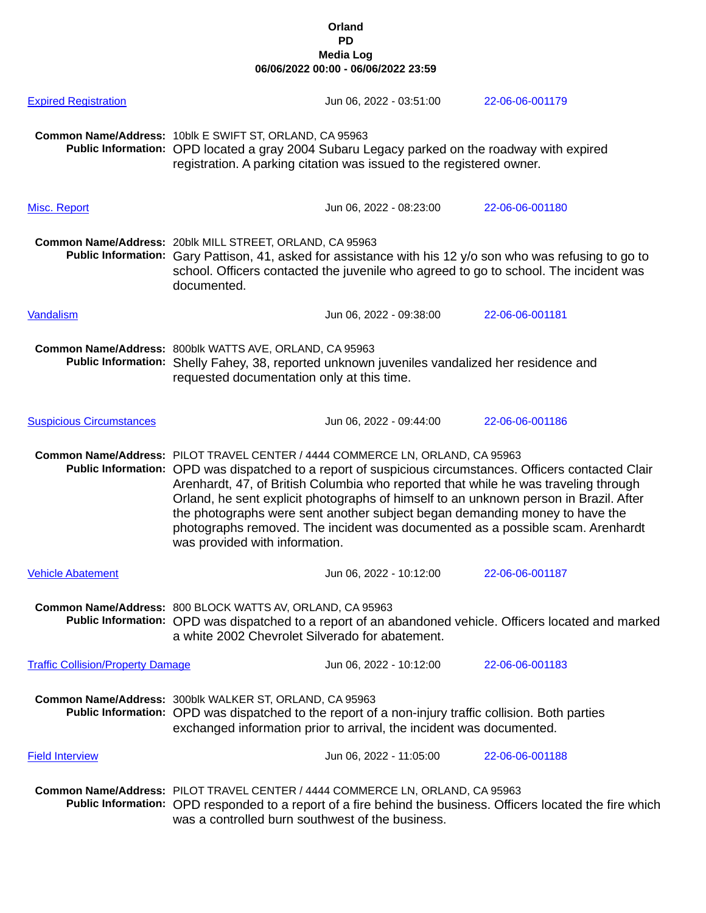# Orland PD Media Log

**06/06/2022 00:00 - 06/06/2022 23:59**

**Expired Registration** — Jun 06, 2022 - 03:51:00 — 22-06-06-001179

**Common Name/Address:** 10blk E SWIFT ST, ORLAND, CA 95963
**Public Information:** OPD located a gray 2004 Subaru Legacy parked on the roadway with expired registration. A parking citation was issued to the registered owner.

**Misc. Report** — Jun 06, 2022 - 08:23:00 — 22-06-06-001180

**Common Name/Address:** 20blk MILL STREET, ORLAND, CA 95963
**Public Information:** Gary Pattison, 41, asked for assistance with his 12 y/o son who was refusing to go to school. Officers contacted the juvenile who agreed to go to school. The incident was documented.

**Vandalism** — Jun 06, 2022 - 09:38:00 — 22-06-06-001181

**Common Name/Address:** 800blk WATTS AVE, ORLAND, CA 95963
**Public Information:** Shelly Fahey, 38, reported unknown juveniles vandalized her residence and requested documentation only at this time.

**Suspicious Circumstances** — Jun 06, 2022 - 09:44:00 — 22-06-06-001186

**Common Name/Address:** PILOT TRAVEL CENTER / 4444 COMMERCE LN, ORLAND, CA 95963
**Public Information:** OPD was dispatched to a report of suspicious circumstances. Officers contacted Clair Arenhardt, 47, of British Columbia who reported that while he was traveling through Orland, he sent explicit photographs of himself to an unknown person in Brazil. After the photographs were sent another subject began demanding money to have the photographs removed. The incident was documented as a possible scam. Arenhardt was provided with information.

**Vehicle Abatement** — Jun 06, 2022 - 10:12:00 — 22-06-06-001187

**Common Name/Address:** 800 BLOCK WATTS AV, ORLAND, CA 95963
**Public Information:** OPD was dispatched to a report of an abandoned vehicle. Officers located and marked a white 2002 Chevrolet Silverado for abatement.

**Traffic Collision/Property Damage** — Jun 06, 2022 - 10:12:00 — 22-06-06-001183

**Common Name/Address:** 300blk WALKER ST, ORLAND, CA 95963
**Public Information:** OPD was dispatched to the report of a non-injury traffic collision. Both parties exchanged information prior to arrival, the incident was documented.

**Field Interview** — Jun 06, 2022 - 11:05:00 — 22-06-06-001188

**Common Name/Address:** PILOT TRAVEL CENTER / 4444 COMMERCE LN, ORLAND, CA 95963
**Public Information:** OPD responded to a report of a fire behind the business. Officers located the fire which was a controlled burn southwest of the business.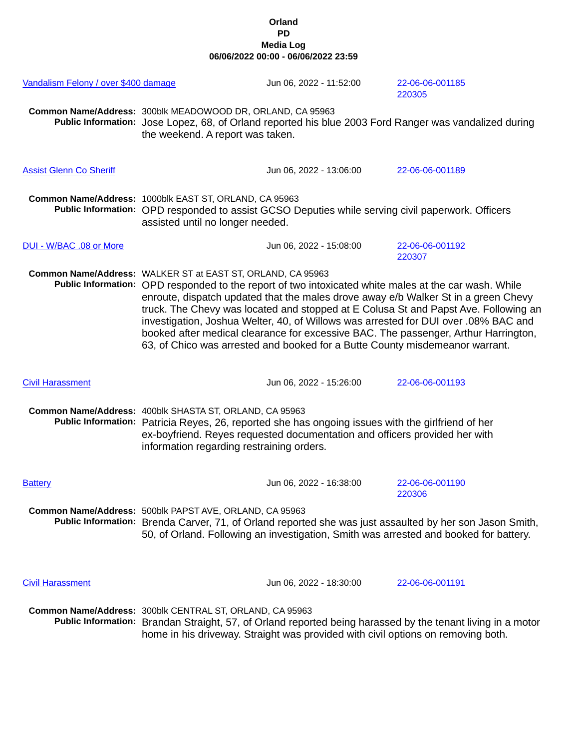**Orland**
**PD**
**Media Log**
**06/06/2022 00:00 - 06/06/2022 23:59**

[Vandalism Felony / over $400 damage] — Jun 06, 2022 - 11:52:00 — 22-06-06-001185 / 220305

**Common Name/Address:** 300blk MEADOWOOD DR, ORLAND, CA 95963
**Public Information:** Jose Lopez, 68, of Orland reported his blue 2003 Ford Ranger was vandalized during the weekend. A report was taken.

[Assist Glenn Co Sheriff] — Jun 06, 2022 - 13:06:00 — 22-06-06-001189

**Common Name/Address:** 1000blk EAST ST, ORLAND, CA 95963
**Public Information:** OPD responded to assist GCSO Deputies while serving civil paperwork. Officers assisted until no longer needed.

[DUI - W/BAC .08 or More] — Jun 06, 2022 - 15:08:00 — 22-06-06-001192 / 220307

**Common Name/Address:** WALKER ST at EAST ST, ORLAND, CA 95963
**Public Information:** OPD responded to the report of two intoxicated white males at the car wash. While enroute, dispatch updated that the males drove away e/b Walker St in a green Chevy truck. The Chevy was located and stopped at E Colusa St and Papst Ave. Following an investigation, Joshua Welter, 40, of Willows was arrested for DUI over .08% BAC and booked after medical clearance for excessive BAC. The passenger, Arthur Harrington, 63, of Chico was arrested and booked for a Butte County misdemeanor warrant.

[Civil Harassment] — Jun 06, 2022 - 15:26:00 — 22-06-06-001193

**Common Name/Address:** 400blk SHASTA ST, ORLAND, CA 95963
**Public Information:** Patricia Reyes, 26, reported she has ongoing issues with the girlfriend of her ex-boyfriend. Reyes requested documentation and officers provided her with information regarding restraining orders.

[Battery] — Jun 06, 2022 - 16:38:00 — 22-06-06-001190 / 220306

**Common Name/Address:** 500blk PAPST AVE, ORLAND, CA 95963
**Public Information:** Brenda Carver, 71, of Orland reported she was just assaulted by her son Jason Smith, 50, of Orland. Following an investigation, Smith was arrested and booked for battery.

[Civil Harassment] — Jun 06, 2022 - 18:30:00 — 22-06-06-001191

**Common Name/Address:** 300blk CENTRAL ST, ORLAND, CA 95963
**Public Information:** Brandan Straight, 57, of Orland reported being harassed by the tenant living in a motor home in his driveway. Straight was provided with civil options on removing both.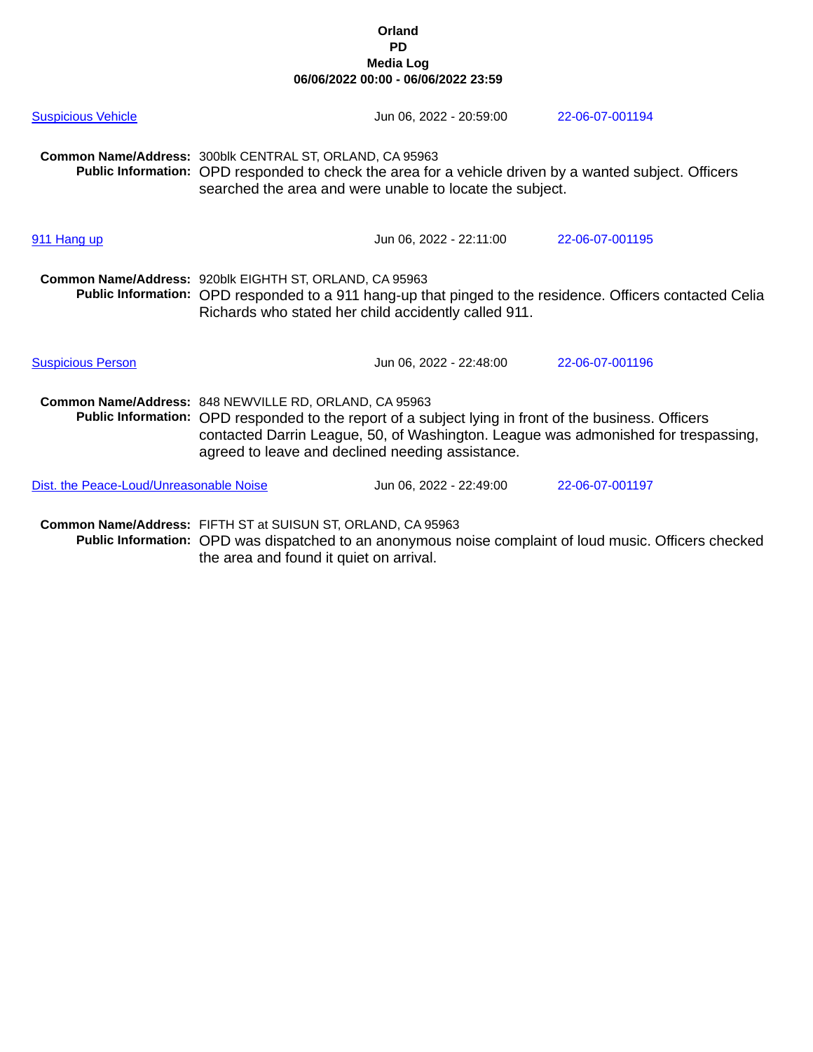**Orland**
**PD**
**Media Log**
**06/06/2022 00:00 - 06/06/2022 23:59**

Suspicious Vehicle | Jun 06, 2022 - 20:59:00 | 22-06-07-001194

**Common Name/Address:** 300blk CENTRAL ST, ORLAND, CA 95963
**Public Information:** OPD responded to check the area for a vehicle driven by a wanted subject. Officers searched the area and were unable to locate the subject.

911 Hang up | Jun 06, 2022 - 22:11:00 | 22-06-07-001195

**Common Name/Address:** 920blk EIGHTH ST, ORLAND, CA 95963
**Public Information:** OPD responded to a 911 hang-up that pinged to the residence. Officers contacted Celia Richards who stated her child accidently called 911.

Suspicious Person | Jun 06, 2022 - 22:48:00 | 22-06-07-001196

**Common Name/Address:** 848 NEWVILLE RD, ORLAND, CA 95963
**Public Information:** OPD responded to the report of a subject lying in front of the business. Officers contacted Darrin League, 50, of Washington. League was admonished for trespassing, agreed to leave and declined needing assistance.

Dist. the Peace-Loud/Unreasonable Noise | Jun 06, 2022 - 22:49:00 | 22-06-07-001197

**Common Name/Address:** FIFTH ST at SUISUN ST, ORLAND, CA 95963
**Public Information:** OPD was dispatched to an anonymous noise complaint of loud music. Officers checked the area and found it quiet on arrival.